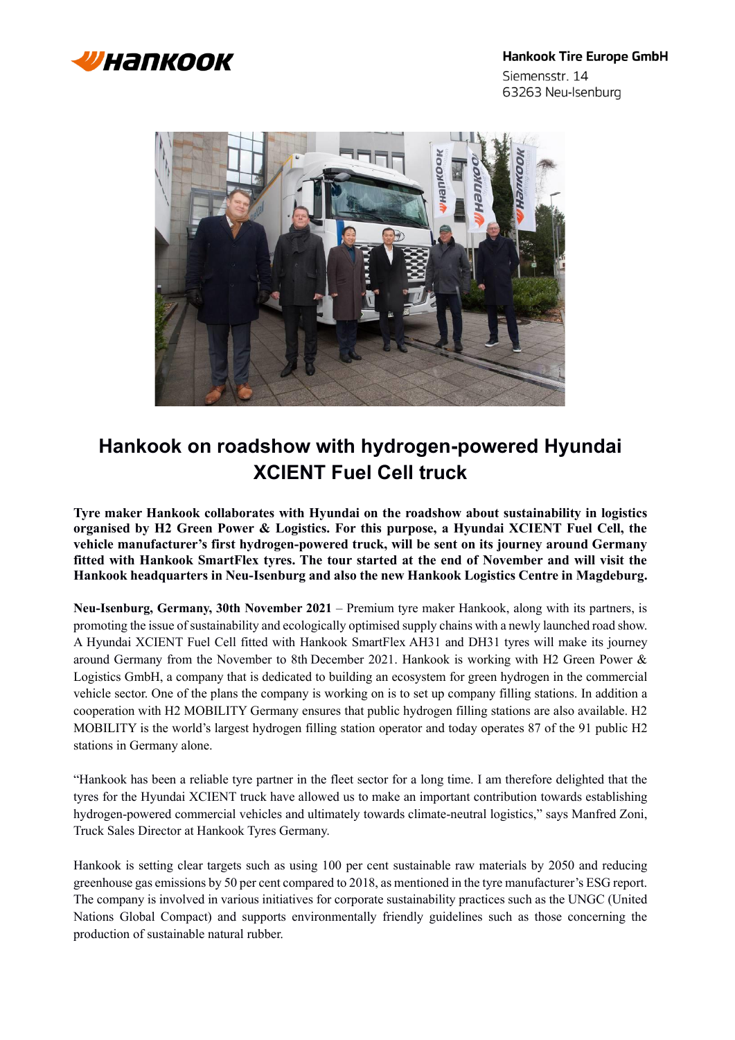Hankook Tire Europe GmbH
Siemensstr. 14
63263 Neu-Isenburg

# Hankook on roadshow with hydrogen-powered Hyundai XCIENT Fuel Cell truck

**Tyre maker Hankook collaborates with Hyundai on the roadshow about sustainability in logistics organised by H2 Green Power & Logistics. For this purpose, a Hyundai XCIENT Fuel Cell, the vehicle manufacturer's first hydrogen-powered truck, will be sent on its journey around Germany fitted with Hankook SmartFlex tyres. The tour started at the end of November and will visit the Hankook headquarters in Neu-Isenburg and also the new Hankook Logistics Centre in Magdeburg.**

**Neu-Isenburg, Germany, 30th November 2021** – Premium tyre maker Hankook, along with its partners, is promoting the issue of sustainability and ecologically optimised supply chains with a newly launched road show. A Hyundai XCIENT Fuel Cell fitted with Hankook SmartFlex AH31 and DH31 tyres will make its journey around Germany from the November to 8th December 2021. Hankook is working with H2 Green Power & Logistics GmbH, a company that is dedicated to building an ecosystem for green hydrogen in the commercial vehicle sector. One of the plans the company is working on is to set up company filling stations. In addition a cooperation with H2 MOBILITY Germany ensures that public hydrogen filling stations are also available. H2 MOBILITY is the world's largest hydrogen filling station operator and today operates 87 of the 91 public H2 stations in Germany alone.

"Hankook has been a reliable tyre partner in the fleet sector for a long time. I am therefore delighted that the tyres for the Hyundai XCIENT truck have allowed us to make an important contribution towards establishing hydrogen-powered commercial vehicles and ultimately towards climate-neutral logistics," says Manfred Zoni, Truck Sales Director at Hankook Tyres Germany.

Hankook is setting clear targets such as using 100 per cent sustainable raw materials by 2050 and reducing greenhouse gas emissions by 50 per cent compared to 2018, as mentioned in the tyre manufacturer's ESG report. The company is involved in various initiatives for corporate sustainability practices such as the UNGC (United Nations Global Compact) and supports environmentally friendly guidelines such as those concerning the production of sustainable natural rubber.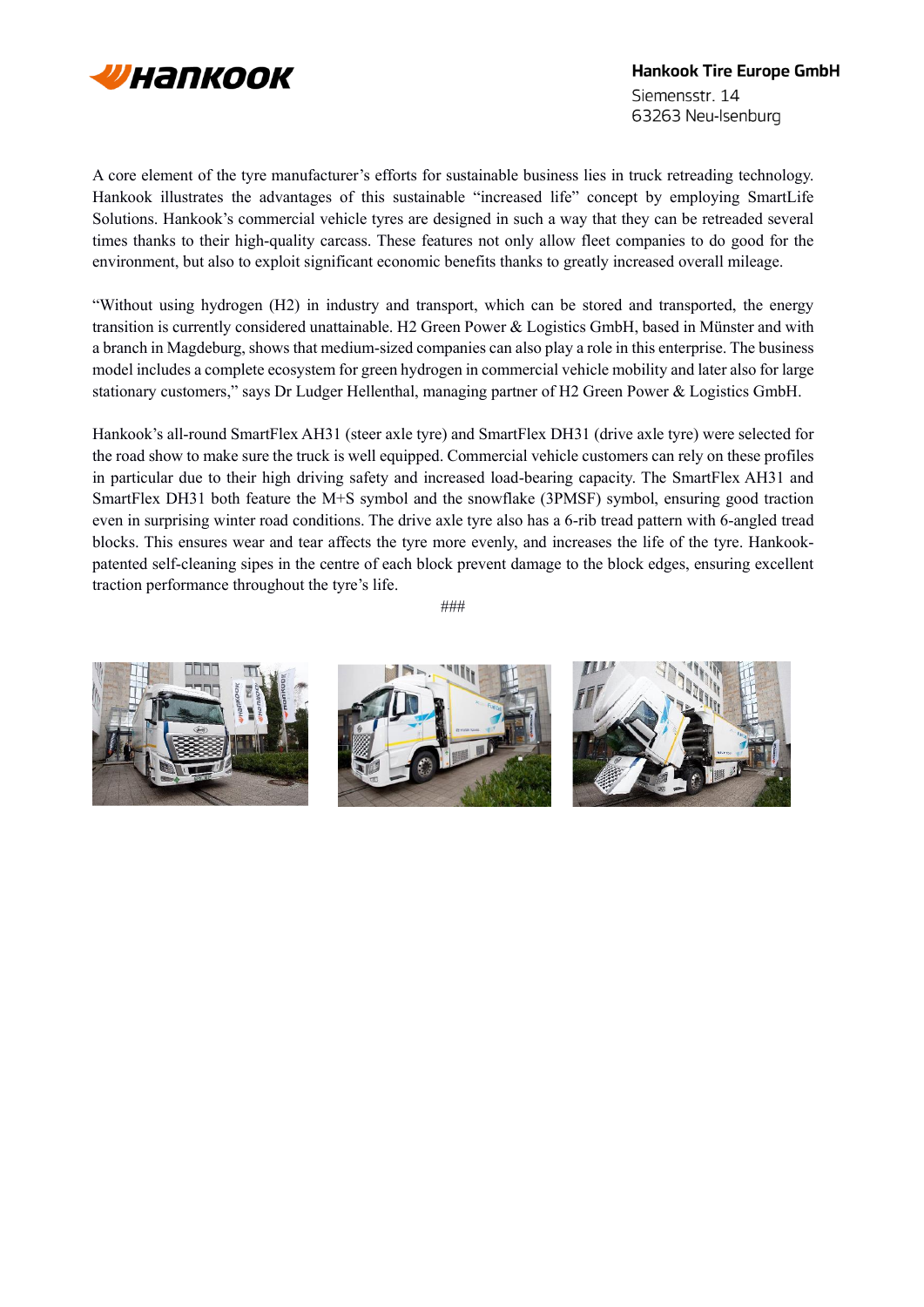A core element of the tyre manufacturer's efforts for sustainable business lies in truck retreading technology. Hankook illustrates the advantages of this sustainable "increased life" concept by employing SmartLife Solutions. Hankook's commercial vehicle tyres are designed in such a way that they can be retreaded several times thanks to their high-quality carcass. These features not only allow fleet companies to do good for the environment, but also to exploit significant economic benefits thanks to greatly increased overall mileage.

"Without using hydrogen (H2) in industry and transport, which can be stored and transported, the energy transition is currently considered unattainable. H2 Green Power & Logistics GmbH, based in Münster and with a branch in Magdeburg, shows that medium-sized companies can also play a role in this enterprise. The business model includes a complete ecosystem for green hydrogen in commercial vehicle mobility and later also for large stationary customers," says Dr Ludger Hellenthal, managing partner of H2 Green Power & Logistics GmbH.

Hankook's all-round SmartFlex AH31 (steer axle tyre) and SmartFlex DH31 (drive axle tyre) were selected for the road show to make sure the truck is well equipped. Commercial vehicle customers can rely on these profiles in particular due to their high driving safety and increased load-bearing capacity. The SmartFlex AH31 and SmartFlex DH31 both feature the M+S symbol and the snowflake (3PMSF) symbol, ensuring good traction even in surprising winter road conditions. The drive axle tyre also has a 6-rib tread pattern with 6-angled tread blocks. This ensures wear and tear affects the tyre more evenly, and increases the life of the tyre. Hankook-patented self-cleaning sipes in the centre of each block prevent damage to the block edges, ensuring excellent traction performance throughout the tyre's life.

###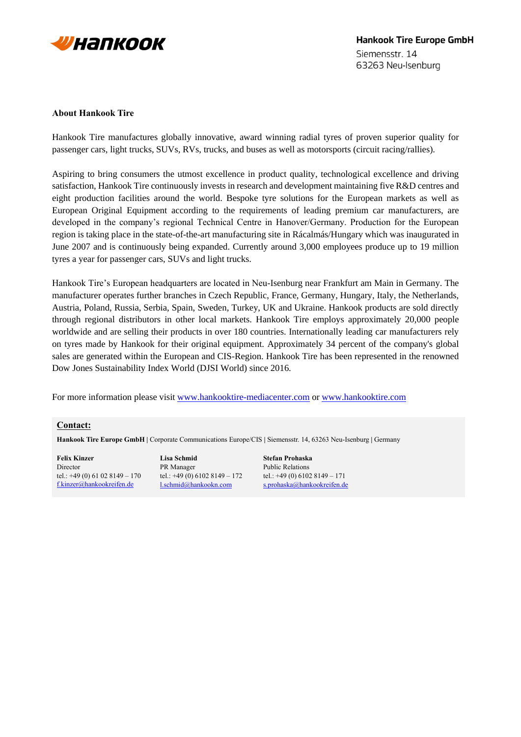Hankook Tire Europe GmbH
Siemensstr. 14
63263 Neu-Isenburg

**About Hankook Tire**

Hankook Tire manufactures globally innovative, award winning radial tyres of proven superior quality for passenger cars, light trucks, SUVs, RVs, trucks, and buses as well as motorsports (circuit racing/rallies).

Aspiring to bring consumers the utmost excellence in product quality, technological excellence and driving satisfaction, Hankook Tire continuously invests in research and development maintaining five R&D centres and eight production facilities around the world. Bespoke tyre solutions for the European markets as well as European Original Equipment according to the requirements of leading premium car manufacturers, are developed in the company's regional Technical Centre in Hanover/Germany. Production for the European region is taking place in the state-of-the-art manufacturing site in Rácalmás/Hungary which was inaugurated in June 2007 and is continuously being expanded. Currently around 3,000 employees produce up to 19 million tyres a year for passenger cars, SUVs and light trucks.

Hankook Tire's European headquarters are located in Neu-Isenburg near Frankfurt am Main in Germany. The manufacturer operates further branches in Czech Republic, France, Germany, Hungary, Italy, the Netherlands, Austria, Poland, Russia, Serbia, Spain, Sweden, Turkey, UK and Ukraine. Hankook products are sold directly through regional distributors in other local markets. Hankook Tire employs approximately 20,000 people worldwide and are selling their products in over 180 countries. Internationally leading car manufacturers rely on tyres made by Hankook for their original equipment. Approximately 34 percent of the company's global sales are generated within the European and CIS-Region. Hankook Tire has been represented in the renowned Dow Jones Sustainability Index World (DJSI World) since 2016.

For more information please visit www.hankooktire-mediacenter.com or www.hankooktire.com

**Contact:**

**Hankook Tire Europe GmbH** | Corporate Communications Europe/CIS | Siemensstr. 14, 63263 Neu-Isenburg | Germany

**Felix Kinzer**
Director
tel.: +49 (0) 61 02 8149 – 170
f.kinzer@hankookreifen.de

**Lisa Schmid**
PR Manager
tel.: +49 (0) 6102 8149 – 172
l.schmid@hankookn.com

**Stefan Prohaska**
Public Relations
tel.: +49 (0) 6102 8149 – 171
s.prohaska@hankookreifen.de